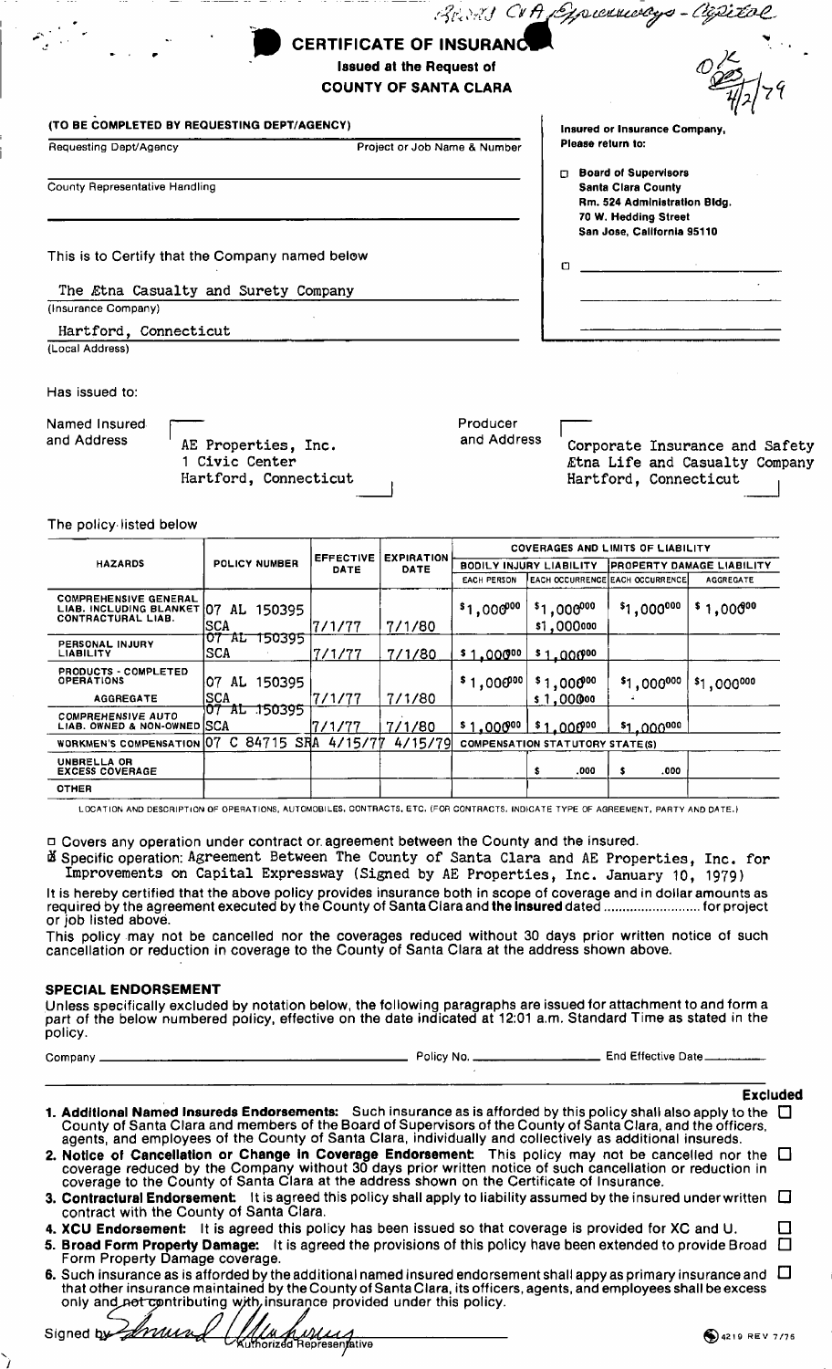Board Cvt Expressways - Capital

OK 4/2/79

# CERTIFICATE OF INSURANCE

**Issued at the Request of**
**COUNTY OF SANTA CLARA**

**(TO BE COMPLETED BY REQUESTING DEPT/AGENCY)**

Requesting Dept/Agency | Project or Job Name & Number

County Representative Handling

**Insured or Insurance Company, Please return to:**

☐ **Board of Supervisors**
**Santa Clara County**
**Rm. 524 Administration Bldg.**
**70 W. Hedding Street**
**San Jose, California 95110**

☐

This is to Certify that the Company named below

The Ætna Casualty and Surety Company
(Insurance Company)

Hartford, Connecticut
(Local Address)

Has issued to:

Named Insured and Address:
AE Properties, Inc.
1 Civic Center
Hartford, Connecticut

Producer and Address:
Corporate Insurance and Safety
Ætna Life and Casualty Company
Hartford, Connecticut

The policy listed below

| HAZARDS | POLICY NUMBER | EFFECTIVE DATE | EXPIRATION DATE | BODILY INJURY LIABILITY EACH PERSON | BODILY INJURY LIABILITY EACH OCCURRENCE | PROPERTY DAMAGE LIABILITY EACH OCCURRENCE | PROPERTY DAMAGE LIABILITY AGGREGATE |
|---|---|---|---|---|---|---|---|
| COMPREHENSIVE GENERAL LIAB. INCLUDING BLANKET CONTRACTURAL LIAB. | 07 AL 150395 SCA | 7/1/77 | 7/1/80 | $1,000000 | $1,000000 / $1,000000 | $1,000000 | $1,000000 |
| PERSONAL INJURY LIABILITY | 07 AL 150395 SCA | 7/1/77 | 7/1/80 | $1,000000 | $1,000000 | | |
| PRODUCTS - COMPLETED OPERATIONS / AGGREGATE | 07 AL 150395 SCA | 7/1/77 | 7/1/80 | $1,000000 | $1,000000 / $1,000000 | $1,000000 | $1,000000 |
| COMPREHENSIVE AUTO LIAB. OWNED & NON-OWNED | 07 AL 150395 SCA | 7/1/77 | 7/1/80 | $1,000000 | $1,000000 | $1,000000 | |
| WORKMEN'S COMPENSATION | 07 C 84715 SRA | 4/15/77 | 4/15/79 | COMPENSATION STATUTORY STATE(S) | | | |
| UMBRELLA OR EXCESS COVERAGE | | | | | $ .000 | $ .000 | |
| OTHER | | | | | | | |

LOCATION AND DESCRIPTION OF OPERATIONS, AUTOMOBILES, CONTRACTS, ETC. (FOR CONTRACTS, INDICATE TYPE OF AGREEMENT, PARTY AND DATE.)

☐ Covers any operation under contract or agreement between the County and the insured.

☒ Specific operation: Agreement Between The County of Santa Clara and AE Properties, Inc. for Improvements on Capital Expressway (Signed by AE Properties, Inc. January 10, 1979)

It is hereby certified that the above policy provides insurance both in scope of coverage and in dollar amounts as required by the agreement executed by the County of Santa Clara and **the insured** dated .......................... for project or job listed above.

This policy may not be cancelled nor the coverages reduced without 30 days prior written notice of such cancellation or reduction in coverage to the County of Santa Clara at the address shown above.

## SPECIAL ENDORSEMENT

Unless specifically excluded by notation below, the following paragraphs are issued for attachment to and form a part of the below numbered policy, effective on the date indicated at 12:01 a.m. Standard Time as stated in the policy.

Company ______ Policy No. ______ End Effective Date ______

**Excluded**

1. **Additional Named Insureds Endorsements:** Such insurance as is afforded by this policy shall also apply to the County of Santa Clara and members of the Board of Supervisors of the County of Santa Clara, and the officers, agents, and employees of the County of Santa Clara, individually and collectively as additional insureds. ☐
2. **Notice of Cancellation or Change in Coverage Endorsement:** This policy may not be cancelled nor the coverage reduced by the Company without 30 days prior written notice of such cancellation or reduction in coverage to the County of Santa Clara at the address shown on the Certificate of Insurance. ☐
3. **Contractural Endorsement:** It is agreed this policy shall apply to liability assumed by the insured under written contract with the County of Santa Clara. ☐
4. **XCU Endorsement:** It is agreed this policy has been issued so that coverage is provided for XC and U. ☐
5. **Broad Form Property Damage:** It is agreed the provisions of this policy have been extended to provide Broad Form Property Damage coverage. ☐
6. Such insurance as is afforded by the additional named insured endorsement shall appy as primary insurance and that other insurance maintained by the County of Santa Clara, its officers, agents, and employees shall be excess only and not contributing with insurance provided under this policy. ☐

Signed by ______ Authorized Representative

4219 REV 7/76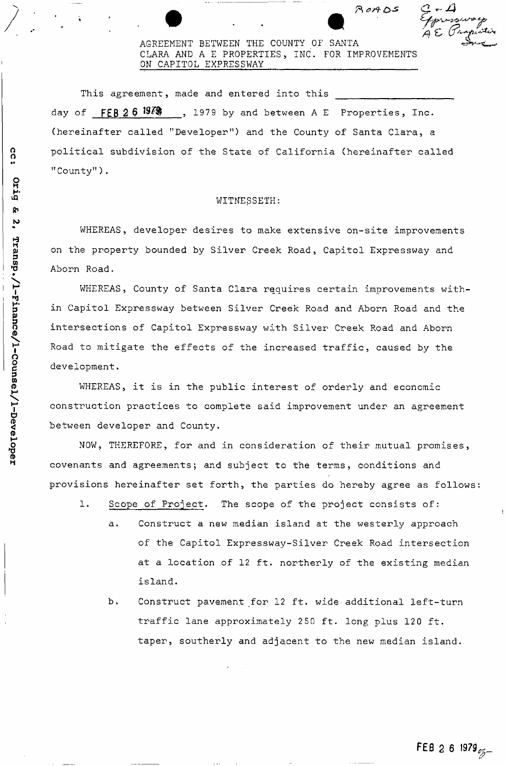ROADS

AGREEMENT BETWEEN THE COUNTY OF SANTA CLARA AND A E PROPERTIES, INC. FOR IMPROVEMENTS ON CAPITOL EXPRESSWAY

This agreement, made and entered into this ________________ day of **FEB 26 1979**, 1979 by and between A E Properties, Inc. (hereinafter called "Developer") and the County of Santa Clara, a political subdivision of the State of California (hereinafter called "County").

WITNESSETH:

WHEREAS, developer desires to make extensive on-site improvements on the property bounded by Silver Creek Road, Capitol Expressway and Aborn Road.

WHEREAS, County of Santa Clara requires certain improvements within Capitol Expressway between Silver Creek Road and Aborn Road and the intersections of Capitol Expressway with Silver Creek Road and Aborn Road to mitigate the effects of the increased traffic, caused by the development.

WHEREAS, it is in the public interest of orderly and economic construction practices to complete said improvement under an agreement between developer and County.

NOW, THEREFORE, for and in consideration of their mutual promises, covenants and agreements; and subject to the terms, conditions and provisions hereinafter set forth, the parties do hereby agree as follows:

1. Scope of Project. The scope of the project consists of:
   a. Construct a new median island at the westerly approach of the Capitol Expressway-Silver Creek Road intersection at a location of 12 ft. northerly of the existing median island.
   b. Construct pavement for 12 ft. wide additional left-turn traffic lane approximately 250 ft. long plus 120 ft. taper, southerly and adjacent to the new median island.

cc: Orig & 2, Transp./1-Finance/1-Counsel/1-Developer

FEB 26 1979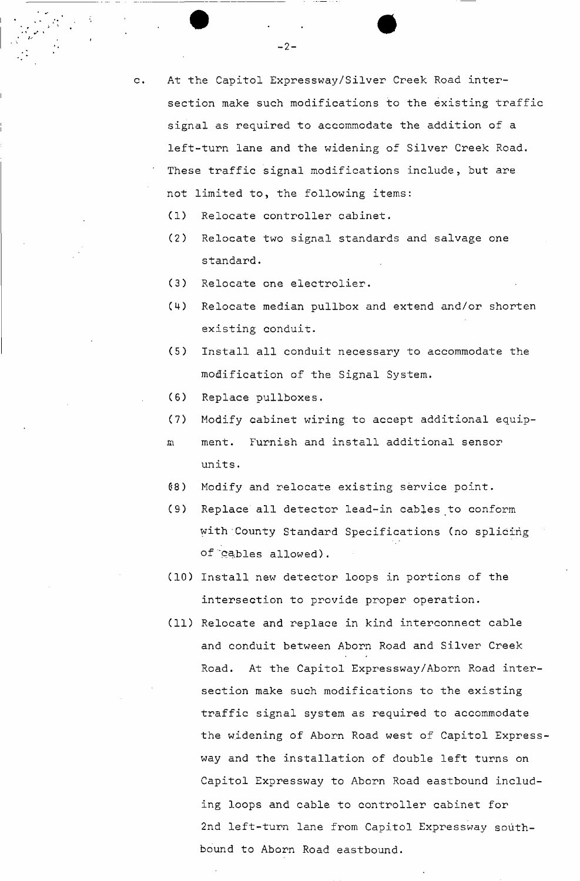c. At the Capitol Expressway/Silver Creek Road intersection make such modifications to the existing traffic signal as required to accommodate the addition of a left-turn lane and the widening of Silver Creek Road. These traffic signal modifications include, but are not limited to, the following items:

   (1) Relocate controller cabinet.

   (2) Relocate two signal standards and salvage one standard.

   (3) Relocate one electrolier.

   (4) Relocate median pullbox and extend and/or shorten existing conduit.

   (5) Install all conduit necessary to accommodate the modification of the Signal System.

   (6) Replace pullboxes.

   (7) Modify cabinet wiring to accept additional equipment. Furnish and install additional sensor units.

   (8) Modify and relocate existing service point.

   (9) Replace all detector lead-in cables to conform with County Standard Specifications (no splicing of cables allowed).

   (10) Install new detector loops in portions of the intersection to provide proper operation.

   (11) Relocate and replace in kind interconnect cable and conduit between Aborn Road and Silver Creek Road. At the Capitol Expressway/Aborn Road intersection make such modifications to the existing traffic signal system as required to accommodate the widening of Aborn Road west of Capitol Expressway and the installation of double left turns on Capitol Expressway to Aborn Road eastbound including loops and cable to controller cabinet for 2nd left-turn lane from Capitol Expressway southbound to Aborn Road eastbound.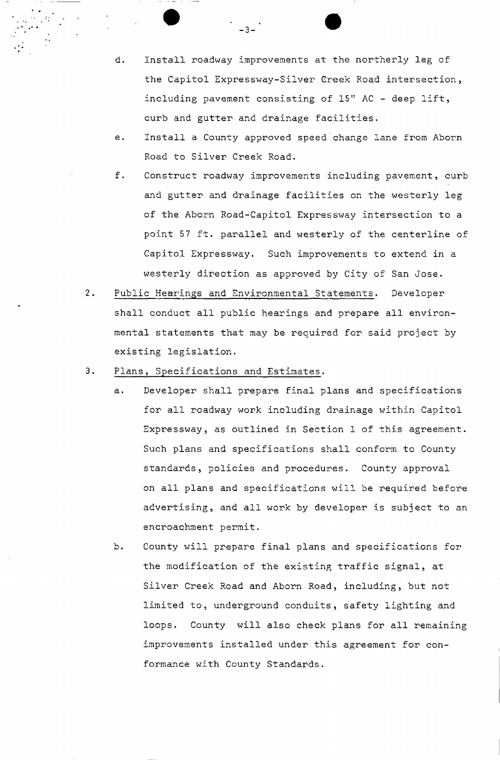d. Install roadway improvements at the northerly leg of the Capitol Expressway-Silver Creek Road intersection, including pavement consisting of 15" AC - deep lift, curb and gutter and drainage facilities.

e. Install a County approved speed change lane from Aborn Road to Silver Creek Road.

f. Construct roadway improvements including pavement, curb and gutter and drainage facilities on the westerly leg of the Aborn Road-Capitol Expressway intersection to a point 57 ft. parallel and westerly of the centerline of Capitol Expressway. Such improvements to extend in a westerly direction as approved by City of San Jose.

2. Public Hearings and Environmental Statements. Developer shall conduct all public hearings and prepare all environmental statements that may be required for said project by existing legislation.

3. Plans, Specifications and Estimates.

   a. Developer shall prepare final plans and specifications for all roadway work including drainage within Capitol Expressway, as outlined in Section 1 of this agreement. Such plans and specifications shall conform to County standards, policies and procedures. County approval on all plans and specifications will be required before advertising, and all work by developer is subject to an encroachment permit.

   b. County will prepare final plans and specifications for the modification of the existing traffic signal, at Silver Creek Road and Aborn Road, including, but not limited to, underground conduits, safety lighting and loops. County will also check plans for all remaining improvements installed under this agreement for conformance with County Standards.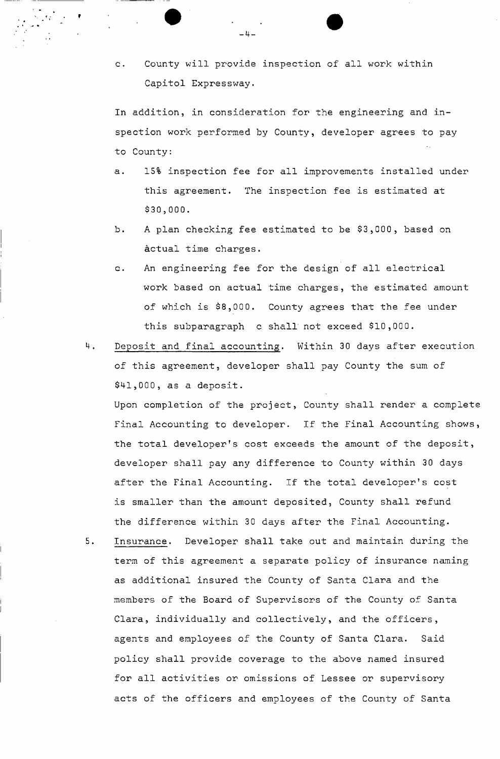c. County will provide inspection of all work within Capitol Expressway.

In addition, in consideration for the engineering and inspection work performed by County, developer agrees to pay to County:

a. 15% inspection fee for all improvements installed under this agreement. The inspection fee is estimated at $30,000.

b. A plan checking fee estimated to be $3,000, based on actual time charges.

c. An engineering fee for the design of all electrical work based on actual time charges, the estimated amount of which is $8,000. County agrees that the fee under this subparagraph c shall not exceed $10,000.

4. Deposit and final accounting. Within 30 days after execution of this agreement, developer shall pay County the sum of $41,000, as a deposit.

   Upon completion of the project, County shall render a complete Final Accounting to developer. If the Final Accounting shows, the total developer's cost exceeds the amount of the deposit, developer shall pay any difference to County within 30 days after the Final Accounting. If the total developer's cost is smaller than the amount deposited, County shall refund the difference within 30 days after the Final Accounting.

5. Insurance. Developer shall take out and maintain during the term of this agreement a separate policy of insurance naming as additional insured the County of Santa Clara and the members of the Board of Supervisors of the County of Santa Clara, individually and collectively, and the officers, agents and employees of the County of Santa Clara. Said policy shall provide coverage to the above named insured for all activities or omissions of Lessee or supervisory acts of the officers and employees of the County of Santa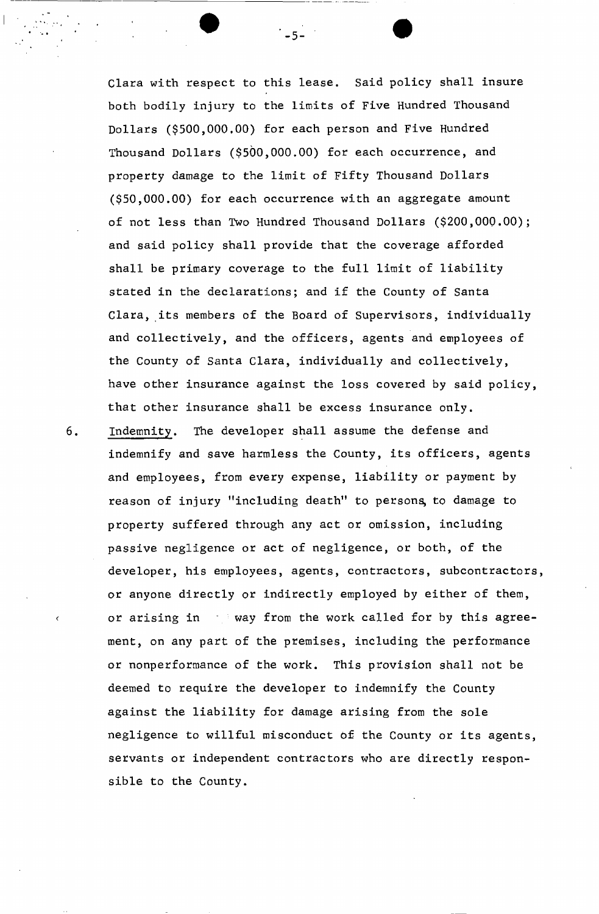Clara with respect to this lease. Said policy shall insure both bodily injury to the limits of Five Hundred Thousand Dollars ($500,000.00) for each person and Five Hundred Thousand Dollars ($500,000.00) for each occurrence, and property damage to the limit of Fifty Thousand Dollars ($50,000.00) for each occurrence with an aggregate amount of not less than Two Hundred Thousand Dollars ($200,000.00); and said policy shall provide that the coverage afforded shall be primary coverage to the full limit of liability stated in the declarations; and if the County of Santa Clara, its members of the Board of Supervisors, individually and collectively, and the officers, agents and employees of the County of Santa Clara, individually and collectively, have other insurance against the loss covered by said policy, that other insurance shall be excess insurance only.

6. Indemnity. The developer shall assume the defense and indemnify and save harmless the County, its officers, agents and employees, from every expense, liability or payment by reason of injury "including death" to persons, to damage to property suffered through any act or omission, including passive negligence or act of negligence, or both, of the developer, his employees, agents, contractors, subcontractors, or anyone directly or indirectly employed by either of them, or arising in way from the work called for by this agreement, on any part of the premises, including the performance or nonperformance of the work. This provision shall not be deemed to require the developer to indemnify the County against the liability for damage arising from the sole negligence to willful misconduct of the County or its agents, servants or independent contractors who are directly responsible to the County.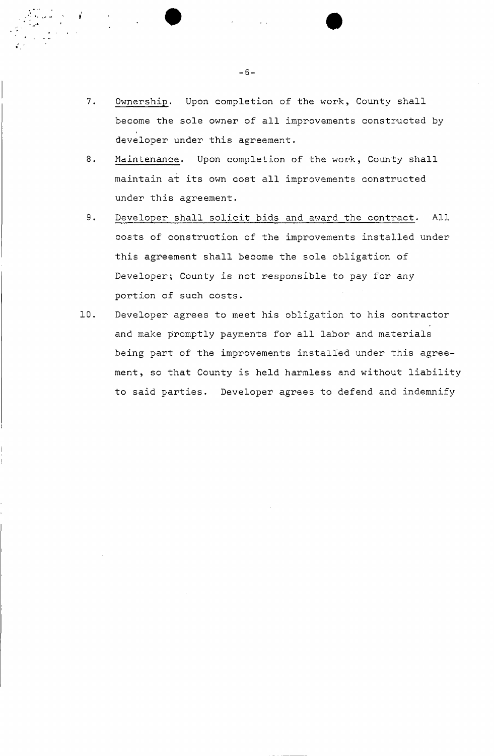7. Ownership. Upon completion of the work, County shall become the sole owner of all improvements constructed by developer under this agreement.

8. Maintenance. Upon completion of the work, County shall maintain at its own cost all improvements constructed under this agreement.

9. Developer shall solicit bids and award the contract. All costs of construction of the improvements installed under this agreement shall become the sole obligation of Developer; County is not responsible to pay for any portion of such costs.

10. Developer agrees to meet his obligation to his contractor and make promptly payments for all labor and materials being part of the improvements installed under this agreement, so that County is held harmless and without liability to said parties. Developer agrees to defend and indemnify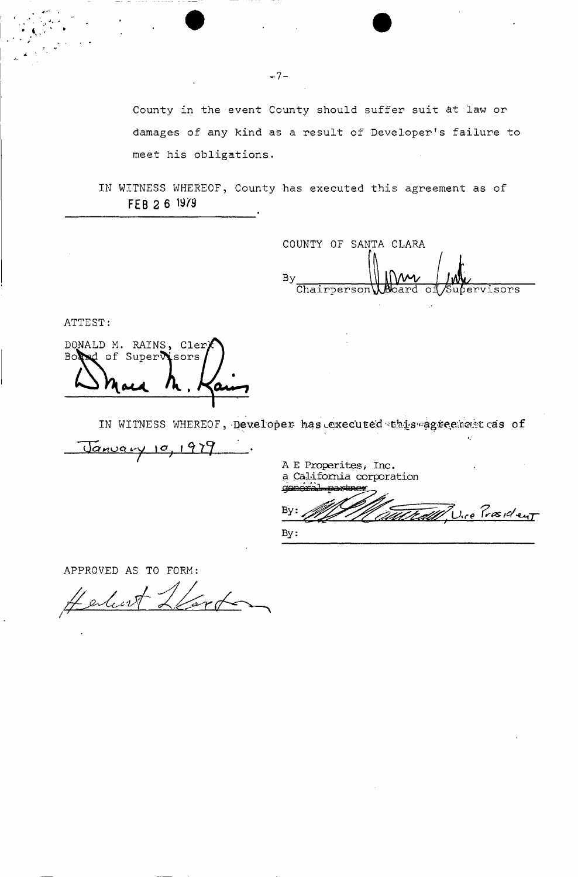County in the event County should suffer suit at law or damages of any kind as a result of Developer's failure to meet his obligations.

IN WITNESS WHEREOF, County has executed this agreement as of FEB 26 1979.

COUNTY OF SANTA CLARA

By ______________________
Chairperson, Board of Supervisors

ATTEST:

DONALD M. RAINS, Clerk
Board of Supervisors

______________________

IN WITNESS WHEREOF, Developer has executed this agreement as of January 10, 1979.

A E Properites, Inc.
a California corporation
~~general partner~~

By: ______________________, Vice President

By: ______________________

APPROVED AS TO FORM:

______________________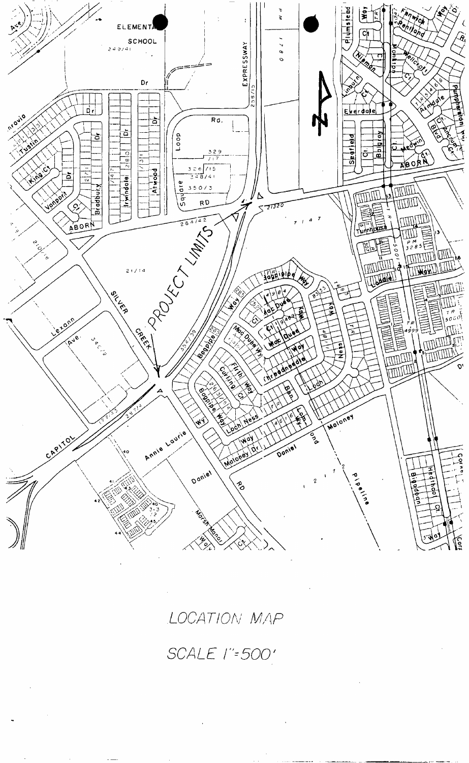LOCATION MAP

SCALE 1"=500'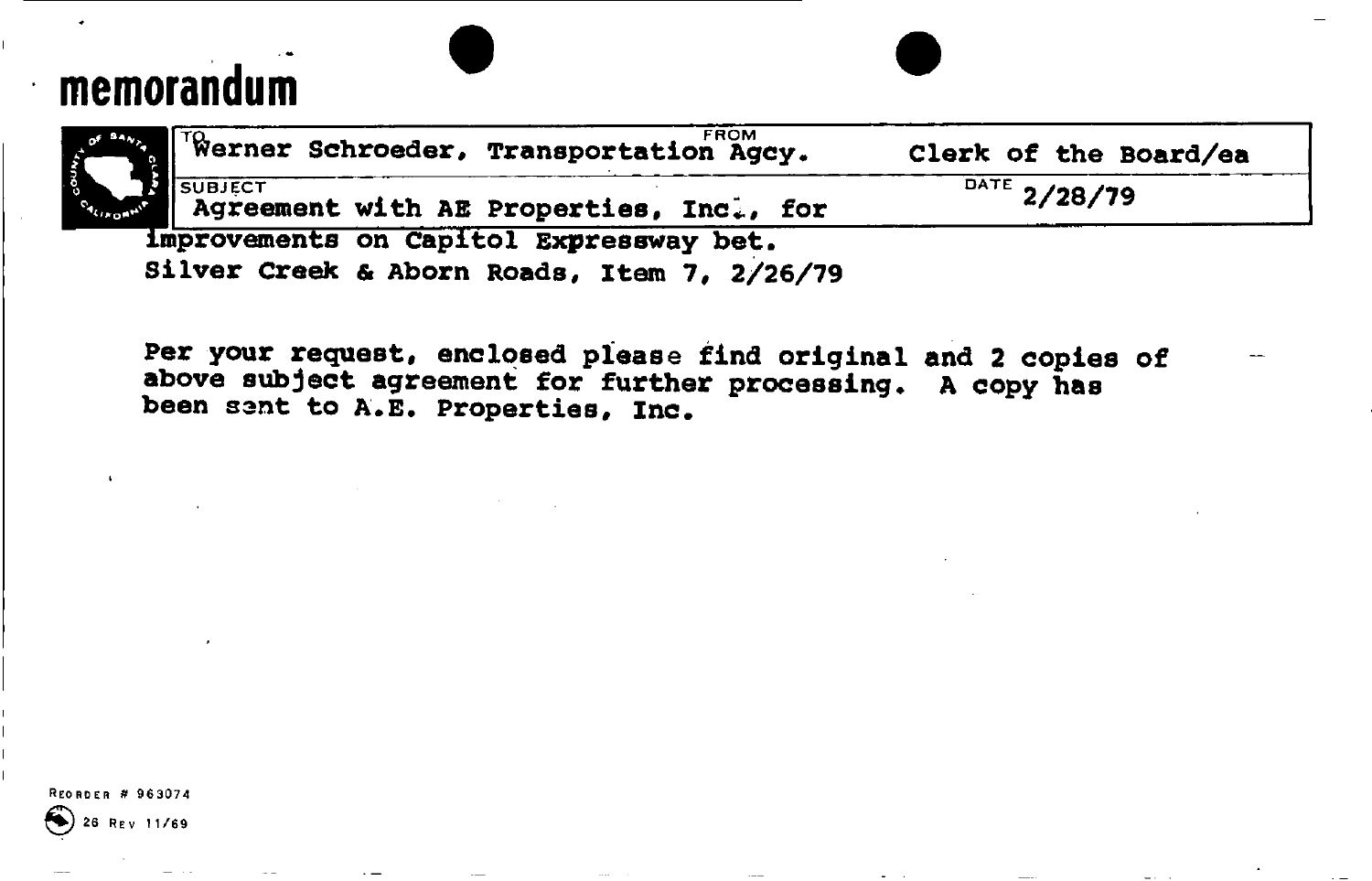# memorandum

| TO | FROM |
|---|---|
| Werner Schroeder, Transportation Agcy. | Clerk of the Board/ea |
| SUBJECT | DATE |
| Agreement with AE Properties, Inc., for improvements on Capitol Expressway bet. Silver Creek & Aborn Roads, Item 7, 2/26/79 | 2/28/79 |

Per your request, enclosed please find original and 2 copies of above subject agreement for further processing. A copy has been sent to A.E. Properties, Inc.

REORDER # 963074

26 REV 11/69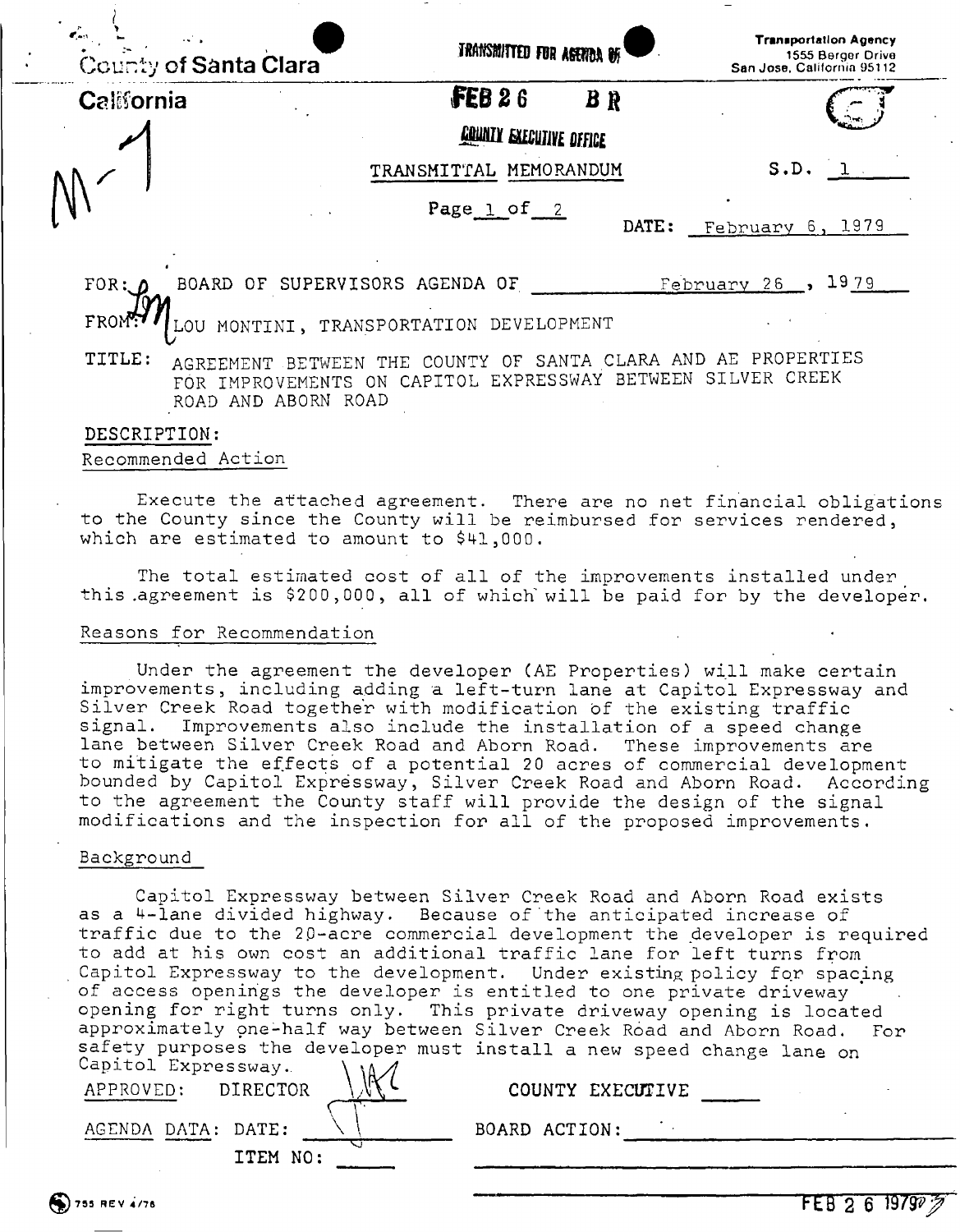County of Santa Clara

California

TRANSMITTED FOR AGENDA OF

FEB 26 BR

COUNTY EXECUTIVE OFFICE

Transportation Agency
1555 Berger Drive
San Jose, California 95112

M-1

TRANSMITTAL MEMORANDUM

S.D. 1

Page 1 of 2

DATE: February 6, 1979

FOR: BOARD OF SUPERVISORS AGENDA OF February 26, 1979

FROM: LOU MONTINI, TRANSPORTATION DEVELOPMENT

TITLE: AGREEMENT BETWEEN THE COUNTY OF SANTA CLARA AND AE PROPERTIES FOR IMPROVEMENTS ON CAPITOL EXPRESSWAY BETWEEN SILVER CREEK ROAD AND ABORN ROAD

DESCRIPTION:

Recommended Action

Execute the attached agreement. There are no net financial obligations to the County since the County will be reimbursed for services rendered, which are estimated to amount to $41,000.

The total estimated cost of all of the improvements installed under this agreement is $200,000, all of which will be paid for by the developer.

Reasons for Recommendation

Under the agreement the developer (AE Properties) will make certain improvements, including adding a left-turn lane at Capitol Expressway and Silver Creek Road together with modification of the existing traffic signal. Improvements also include the installation of a speed change lane between Silver Creek Road and Aborn Road. These improvements are to mitigate the effects of a potential 20 acres of commercial development bounded by Capitol Expressway, Silver Creek Road and Aborn Road. According to the agreement the County staff will provide the design of the signal modifications and the inspection for all of the proposed improvements.

Background

Capitol Expressway between Silver Creek Road and Aborn Road exists as a 4-lane divided highway. Because of the anticipated increase of traffic due to the 20-acre commercial development the developer is required to add at his own cost an additional traffic lane for left turns from Capitol Expressway to the development. Under existing policy for spacing of access openings the developer is entitled to one private driveway opening for right turns only. This private driveway opening is located approximately one-half way between Silver Creek Road and Aborn Road. For safety purposes the developer must install a new speed change lane on Capitol Expressway.

APPROVED: DIRECTOR

COUNTY EXECUTIVE

AGENDA DATA: DATE:

ITEM NO:

BOARD ACTION:

755 REV 4/76

FEB 26 1979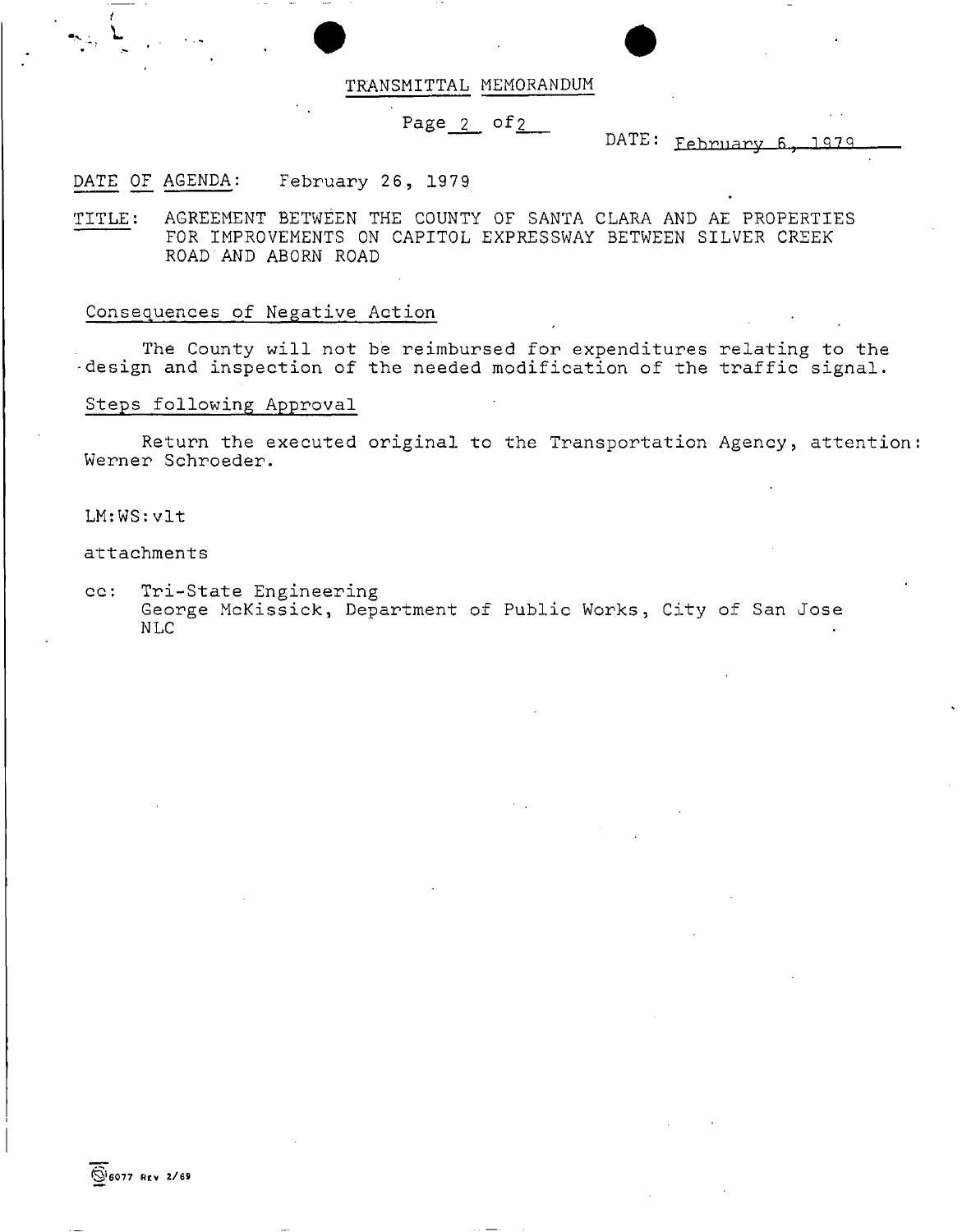# TRANSMITTAL MEMORANDUM

DATE: February 6, 1979

DATE OF AGENDA: February 26, 1979

TITLE: AGREEMENT BETWEEN THE COUNTY OF SANTA CLARA AND AE PROPERTIES FOR IMPROVEMENTS ON CAPITOL EXPRESSWAY BETWEEN SILVER CREEK ROAD AND ABORN ROAD

## Consequences of Negative Action

The County will not be reimbursed for expenditures relating to the design and inspection of the needed modification of the traffic signal.

## Steps following Approval

Return the executed original to the Transportation Agency, attention: Werner Schroeder.

LM:WS:vlt

attachments

cc: Tri-State Engineering
George McKissick, Department of Public Works, City of San Jose
NLC

6077 REV 2/69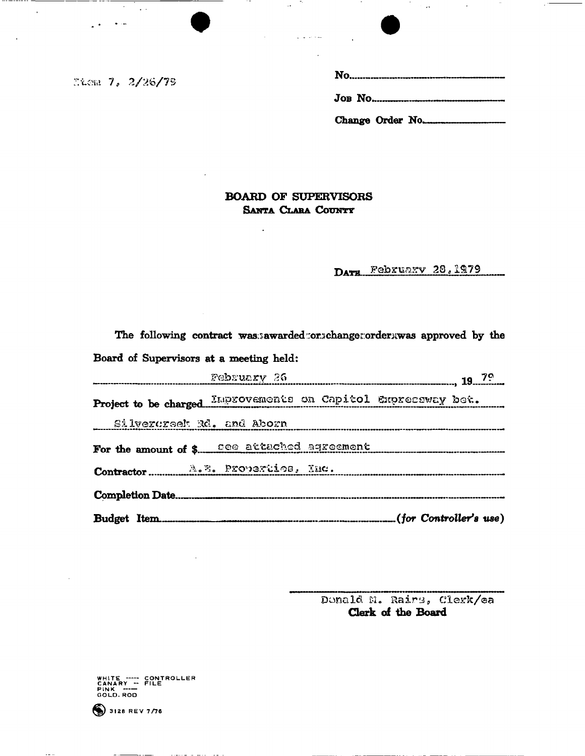Item 7, 2/26/79

No.

Job No.

Change Order No.

**BOARD OF SUPERVISORS**
**SANTA CLARA COUNTY**

Date February 28, 1979

The following contract was awarded or change order was approved by the Board of Supervisors at a meeting held:

February 26, 19 79

Project to be charged Improvements on Capitol Expressway bet. Silvercreek Rd. and Aborn

For the amount of $ see attached agreement

Contractor A.E. Properties, Inc.

Completion Date

Budget Item *(for Controller's use)*

Donald M. Rains, Clerk/ea
**Clerk of the Board**

WHITE — CONTROLLER
CANARY — FILE
PINK —
GOLD. ROD

3128 REV 7/76